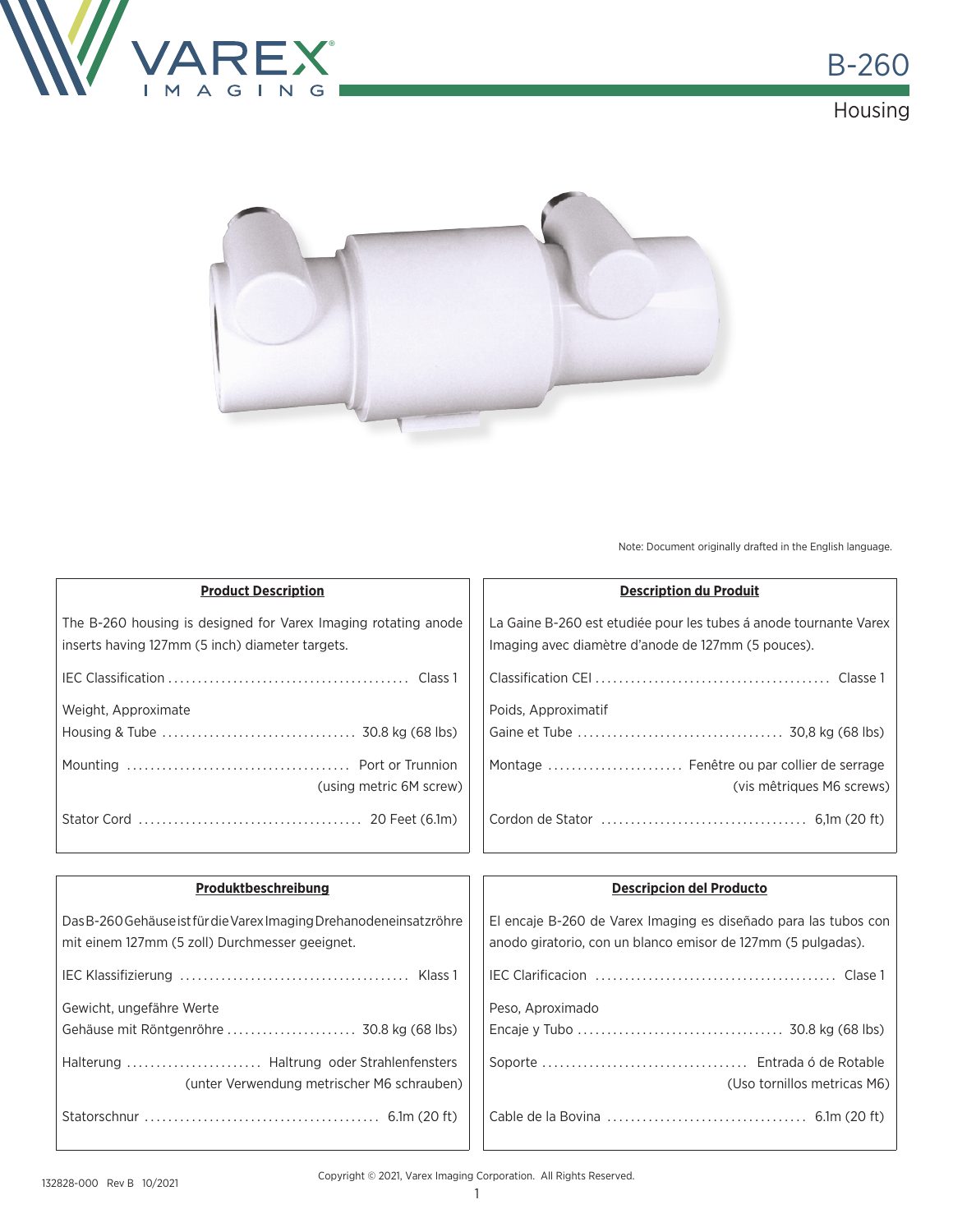# B-260

## Housing

Note: Document originally drafted in the English language.

### Product Description

The B-260 housing is designed for Varex Imaging rotating anode inserts having 127mm (5 inch) diameter targets.

IEC Classification ........................................ Class 1

Weight, Approximate
Housing & Tube ................................ 30.8 kg (68 lbs)

Mounting .................................... Port or Trunnion (using metric 6M screw)

Stator Cord .................................... 20 Feet (6.1m)

### Description du Produit

La Gaine B-260 est etudiée pour les tubes á anode tournante Varex Imaging avec diamètre d'anode de 127mm (5 pouces).

Classification CEI ...................................... Classe 1

Poids, Approximatif
Gaine et Tube ................................. 30,8 kg (68 lbs)

Montage ...................... Fenêtre ou par collier de serrage (vis mêtriques M6 screws)

Cordon de Stator ................................. 6,1m (20 ft)

### Produktbeschreibung

Das B-260 Gehäuse ist für die Varex Imaging Drehanodeneinsatzröhre mit einem 127mm (5 zoll) Durchmesser geeignet.

IEC Klassifizierung ...................................... Klass 1

Gewicht, ungefähre Werte
Gehäuse mit Röntgenröhre ...................... 30.8 kg (68 lbs)

Halterung ...................... Haltrung oder Strahlenfensters (unter Verwendung metrischer M6 schrauben)

Statorschnur ....................................... 6.1m (20 ft)

### Descripcion del Producto

El encaje B-260 de Varex Imaging es diseñado para las tubos con anodo giratorio, con un blanco emisor de 127mm (5 pulgadas).

IEC Clarificacion ....................................... Clase 1

Peso, Aproximado
Encaje y Tubo .................................. 30.8 kg (68 lbs)

Soporte .................................. Entrada ó de Rotable (Uso tornillos metricas M6)

Cable de la Bovina ................................ 6.1m (20 ft)

132828-000 Rev B 10/2021

Copyright © 2021, Varex Imaging Corporation. All Rights Reserved.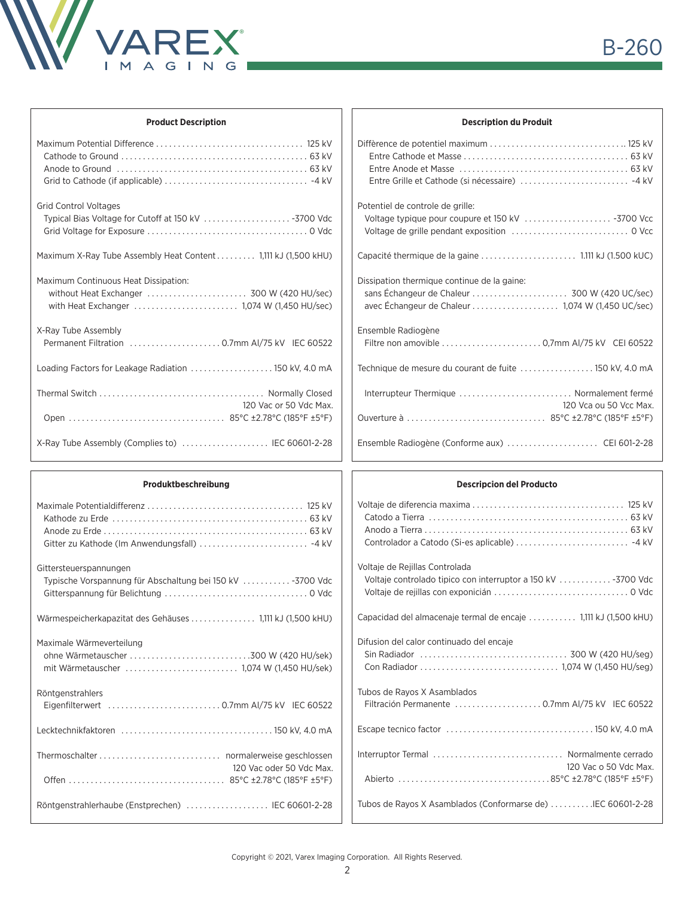## Product Description

| | |
|---|---|
| Maximum Potential Difference | 125 kV |
| Cathode to Ground | 63 kV |
| Anode to Ground | 63 kV |
| Grid to Cathode (if applicable) | -4 kV |
| **Grid Control Voltages** | |
| Typical Bias Voltage for Cutoff at 150 kV | -3700 Vdc |
| Grid Voltage for Exposure | 0 Vdc |
| Maximum X-Ray Tube Assembly Heat Content | 1,111 kJ (1,500 kHU) |
| **Maximum Continuous Heat Dissipation:** | |
| without Heat Exchanger | 300 W (420 HU/sec) |
| with Heat Exchanger | 1,074 W (1,450 HU/sec) |
| **X-Ray Tube Assembly** | |
| Permanent Filtration | 0.7mm Al/75 kV IEC 60522 |
| Loading Factors for Leakage Radiation | 150 kV, 4.0 mA |
| Thermal Switch | Normally Closed 120 Vac or 50 Vdc Max. |
| Open | 85°C ±2.78°C (185°F ±5°F) |
| X-Ray Tube Assembly (Complies to) | IEC 60601-2-28 |

## Description du Produit

| | |
|---|---|
| Diffèrence de potentiel maximum | 125 kV |
| Entre Cathode et Masse | 63 kV |
| Entre Anode et Masse | 63 kV |
| Entre Grille et Cathode (si nécessaire) | -4 kV |
| **Potentiel de controle de grille:** | |
| Voltage typique pour coupure et 150 kV | -3700 Vcc |
| Voltage de grille pendant exposition | 0 Vcc |
| Capacité thermique de la gaine | 1.111 kJ (1.500 kUC) |
| **Dissipation thermique continue de la gaine:** | |
| sans Échangeur de Chaleur | 300 W (420 UC/sec) |
| avec Échangeur de Chaleur | 1,074 W (1,450 UC/sec) |
| **Ensemble Radiogène** | |
| Filtre non amovible | 0,7mm Al/75 kV CEI 60522 |
| Technique de mesure du courant de fuite | 150 kV, 4.0 mA |
| Interrupteur Thermique | Normalement fermé 120 Vca ou 50 Vcc Max. |
| Ouverture à | 85°C ±2.78°C (185°F ±5°F) |
| Ensemble Radiogène (Conforme aux) | CEI 601-2-28 |

## Produktbeschreibung

| | |
|---|---|
| Maximale Potentialdifferenz | 125 kV |
| Kathode zu Erde | 63 kV |
| Anode zu Erde | 63 kV |
| Gitter zu Kathode (Im Anwendungsfall) | -4 kV |
| **Gittersteuerspannungen** | |
| Typische Vorspannung für Abschaltung bei 150 kV | -3700 Vdc |
| Gitterspannung für Belichtung | 0 Vdc |
| Wärmespeicherkapazitat des Gehäuses | 1,111 kJ (1,500 kHU) |
| **Maximale Wärmeverteilung** | |
| ohne Wärmetauscher | 300 W (420 HU/sek) |
| mit Wärmetauscher | 1,074 W (1,450 HU/sek) |
| **Röntgenstrahlers** | |
| Eigenfilterwert | 0.7mm Al/75 kV IEC 60522 |
| Lecktechnikfaktoren | 150 kV, 4.0 mA |
| Thermoschalter | normalerweise geschlossen 120 Vac oder 50 Vdc Max. |
| Offen | 85°C ±2.78°C (185°F ±5°F) |
| Röntgenstrahlerhaube (Enstprechen) | IEC 60601-2-28 |

## Descripcion del Producto

| | |
|---|---|
| Voltaje de diferencia maxima | 125 kV |
| Catodo a Tierra | 63 kV |
| Anodo a Tierra | 63 kV |
| Controlador a Catodo (Si-es aplicable) | -4 kV |
| **Voltaje de Rejillas Controlada** | |
| Voltaje controlado tipico con interruptor a 150 kV | -3700 Vdc |
| Voltaje de rejillas con exponicián | 0 Vdc |
| Capacidad del almacenaje termal de encaje | 1,111 kJ (1,500 kHU) |
| **Difusion del calor continuado del encaje** | |
| Sin Radiador | 300 W (420 HU/seg) |
| Con Radiador | 1,074 W (1,450 HU/seg) |
| **Tubos de Rayos X Asamblados** | |
| Filtración Permanente | 0.7mm Al/75 kV IEC 60522 |
| Escape tecnico factor | 150 kV, 4.0 mA |
| Interruptor Termal | Normalmente cerrado 120 Vac o 50 Vdc Max. |
| Abierto | 85°C ±2.78°C (185°F ±5°F) |
| Tubos de Rayos X Asamblados (Conformarse de) | IEC 60601-2-28 |

Copyright © 2021, Varex Imaging Corporation. All Rights Reserved.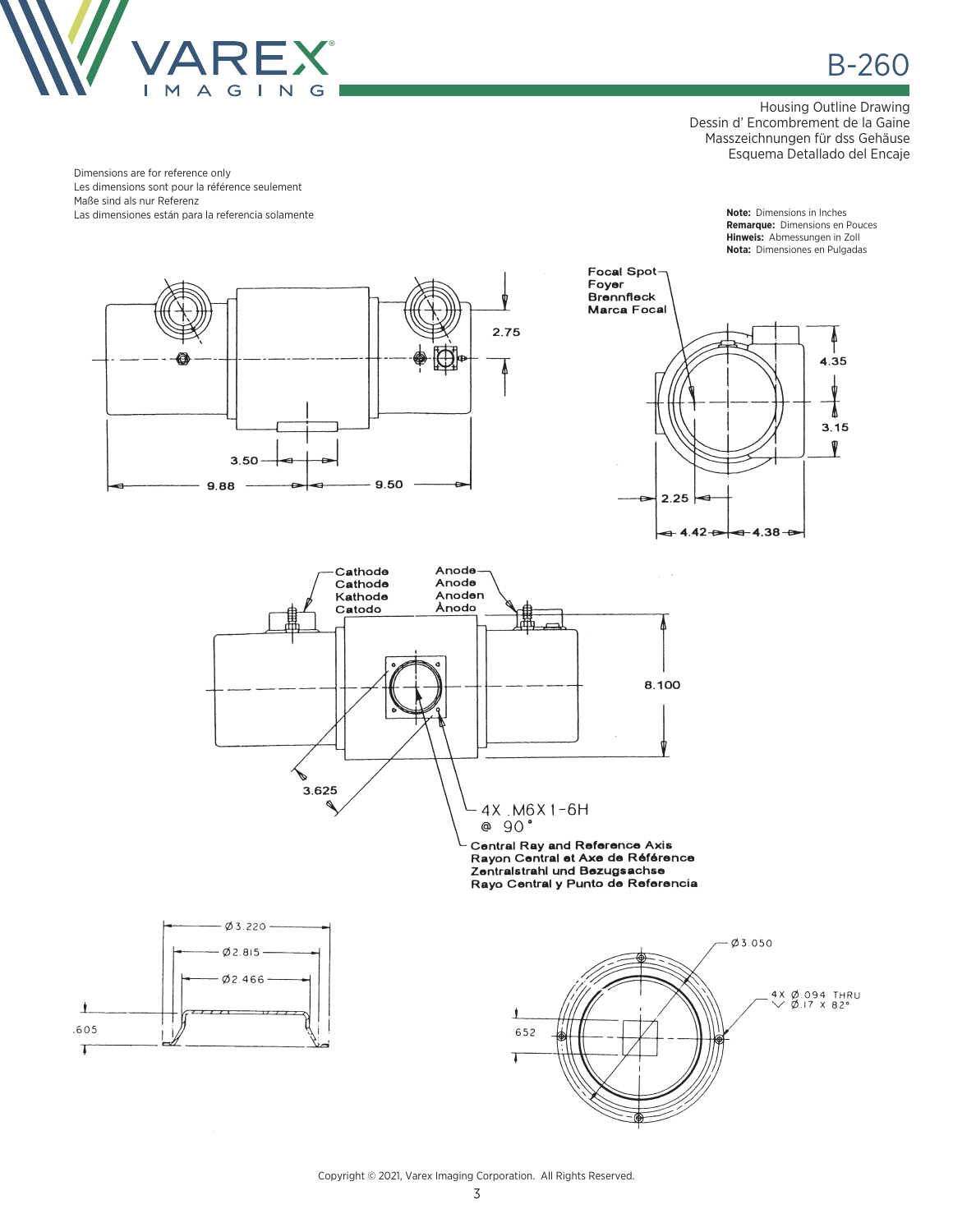# B-260

Housing Outline Drawing
Dessin d' Encombrement de la Gaine
Masszeichnungen für dss Gehäuse
Esquema Detallado del Encaje

Dimensions are for reference only
Les dimensions sont pour la référence seulement
Maße sind als nur Referenz
Las dimensiones están para la referencia solamente

**Note:** Dimensions in Inches
**Remarque:** Dimensions en Pouces
**Hinweis:** Abmessungen in Zoll
**Nota:** Dimensiones en Pulgadas

2.75

3.50

9.88

9.50

Focal Spot
Foyer
Brennfleck
Marca Focal

4.35

3.15

2.25

4.42

4.38

Cathode
Cathode
Kathode
Catodo

Anode
Anode
Anoden
Ánodo

8.100

3.625

4X .M6X1-6H
@ 90°

Central Ray and Reference Axis
Rayon Central et Axe de Référence
Zentralstrahl und Bezugsachse
Rayo Central y Punto de Referencia

Ø3.220

Ø2.815

Ø2.466

.605

Ø3.050

652

4X Ø.094 THRU
⌵ Ø.17 X 82°

Copyright © 2021, Varex Imaging Corporation. All Rights Reserved.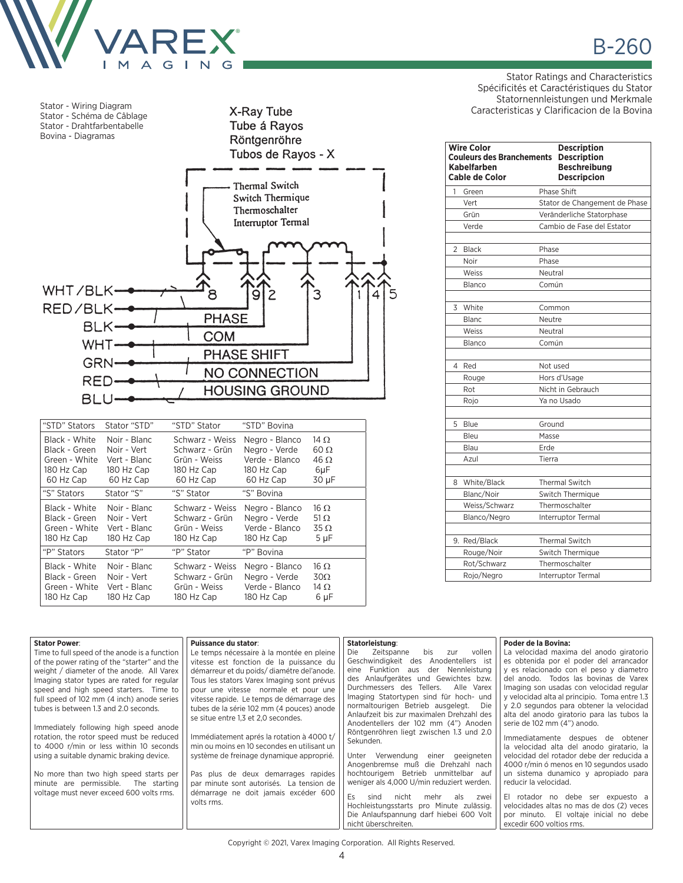# B-260

Stator Ratings and Characteristics
Spécificités et Caractéristiques du Stator
Statornennleistungen und Merkmale
Caracteristicas y Clarificacion de la Bovina

Stator - Wiring Diagram
Stator - Schéma de Câblage
Stator - Drahtfarbentabelle
Bovina - Diagramas

X-Ray Tube
Tube á Rayos
Röntgenröhre
Tubos de Rayos - X

Thermal Switch
Switch Thermique
Thermoschalter
Interruptor Termal

WHT/BLK — 8
RED/BLK — 9
BLK — 2 — PHASE
WHT — 3 — COM
GRN — 1 — PHASE SHIFT
RED — 4 — NO CONNECTION
BLU — 5 — HOUSING GROUND

| "STD" Stators | Stator "STD" | "STD" Stator | "STD" Bovina | |
|---|---|---|---|---|
| Black - White | Noir - Blanc | Schwarz - Weiss | Negro - Blanco | 14 Ω |
| Black - Green | Noir - Vert | Schwarz - Grün | Negro - Verde | 60 Ω |
| Green - White | Vert - Blanc | Grün - Weiss | Verde - Blanco | 46 Ω |
| 180 Hz Cap | 180 Hz Cap | 180 Hz Cap | 180 Hz Cap | 6µF |
| 60 Hz Cap | 60 Hz Cap | 60 Hz Cap | 60 Hz Cap | 30 µF |
| "S" Stators | Stator "S" | "S" Stator | "S" Bovina | |
| Black - White | Noir - Blanc | Schwarz - Weiss | Negro - Blanco | 16 Ω |
| Black - Green | Noir - Vert | Schwarz - Grün | Negro - Verde | 51 Ω |
| Green - White | Vert - Blanc | Grün - Weiss | Verde - Blanco | 35 Ω |
| 180 Hz Cap | 180 Hz Cap | 180 Hz Cap | 180 Hz Cap | 5 µF |
| "P" Stators | Stator "P" | "P" Stator | "P" Bovina | |
| Black - White | Noir - Blanc | Schwarz - Weiss | Negro - Blanco | 16 Ω |
| Black - Green | Noir - Vert | Schwarz - Grün | Negro - Verde | 30Ω |
| Green - White | Vert - Blanc | Grün - Weiss | Verde - Blanco | 14 Ω |
| 180 Hz Cap | 180 Hz Cap | 180 Hz Cap | 180 Hz Cap | 6 µF |

| Wire Color / Couleurs des Branchements / Kabelfarben / Cable de Color | Description / Description / Beschreibung / Descripcion |
|---|---|
| 1 Green | Phase Shift |
| Vert | Stator de Changement de Phase |
| Grün | Veränderliche Statorphase |
| Verde | Cambio de Fase del Estator |
| | |
| 2 Black | Phase |
| Noir | Phase |
| Weiss | Neutral |
| Blanco | Común |
| | |
| 3 White | Common |
| Blanc | Neutre |
| Weiss | Neutral |
| Blanco | Común |
| | |
| 4 Red | Not used |
| Rouge | Hors d'Usage |
| Rot | Nicht in Gebrauch |
| Rojo | Ya no Usado |
| | |
| 5 Blue | Ground |
| Bleu | Masse |
| Blau | Erde |
| Azul | Tierra |
| | |
| 8 White/Black | Thermal Switch |
| Blanc/Noir | Switch Thermique |
| Weiss/Schwarz | Thermoschalter |
| Blanco/Negro | Interruptor Termal |
| | |
| 9. Red/Black | Thermal Switch |
| Rouge/Noir | Switch Thermique |
| Rot/Schwarz | Thermoschalter |
| Rojo/Negro | Interruptor Termal |

**Stator Power**:
Time to full speed of the anode is a function of the power rating of the "starter" and the weight / diameter of the anode. All Varex Imaging stator types are rated for regular speed and high speed starters. Time to full speed of 102 mm (4 inch) anode series tubes is between 1.3 and 2.0 seconds.

Immediately following high speed anode rotation, the rotor speed must be reduced to 4000 r/min or less within 10 seconds using a suitable dynamic braking device.

No more than two high speed starts per minute are permissible. The starting voltage must never exceed 600 volts rms.

**Puissance du stator**:
Le temps nécessaire à la montée en pleine vitesse est fonction de la puissance du démarreur et du poids/ diamétre del'anode. Tous les stators Varex Imaging sont prévus pour une vitesse normale et pour une vitesse rapide. Le temps de démarrage des tubes de la série 102 mm (4 pouces) anode se situe entre 1,3 et 2,0 secondes.

Immédiatement aprés la rotation à 4000 t/min ou moins en 10 secondes en utilisant un système de freinage dynamique approprié.

Pas plus de deux demarrages rapides par minute sont autorisés. La tension de démarrage ne doit jamais excéder 600 volts rms.

**Statorleistung**:
Die Zeitspanne bis zur vollen Geschwindigkeit des Anodentellers ist eine Funktion aus der Nennleistung des Anlaufgerätes und Gewichtes bzw. Durchmessers des Tellers. Alle Varex Imaging Statortypen sind für hoch- und normaltourigen Betrieb ausgelegt. Die Anlaufzeit bis zur maximalen Drehzahl des Anodentellers der 102 mm (4") Anoden Röntgenröhren liegt zwischen 1.3 und 2.0 Sekunden.

Unter Verwendung einer geeigneten Anogenbremse muß die Drehzahl nach hochtourigem Betrieb unmittelbar auf weniger als 4,000 U/min reduziert werden.

Es sind nicht mehr als zwei Hochleistungsstarts pro Minute zulässig. Die Anlaufspannung darf hiebei 600 Volt nicht überschreiten.

**Poder de la Bovina:**
La velocidad maxima del anodo giratorio es obtenida por el poder del arrancador y es relacionado con el peso y diametro del anodo. Todos las bovinas de Varex Imaging son usadas con velocidad regular y velocidad alta al principio. Toma entre 1.3 y 2.0 segundos para obtener la velocidad alta del anodo giratorio para las tubos la serie de 102 mm (4") anodo.

Immediatamente despues de obtener la velocidad alta del anodo giratario, la velocidad del rotador debe der reducida a 4000 r/min ó menos en 10 segundos usado un sistema dunamico y apropiado para reducir la velocidad.

El rotador no debe ser expuesto a velocidades altas no mas de dos (2) veces por minuto. El voltaje inicial no debe excedir 600 voltios rms.

Copyright © 2021, Varex Imaging Corporation. All Rights Reserved.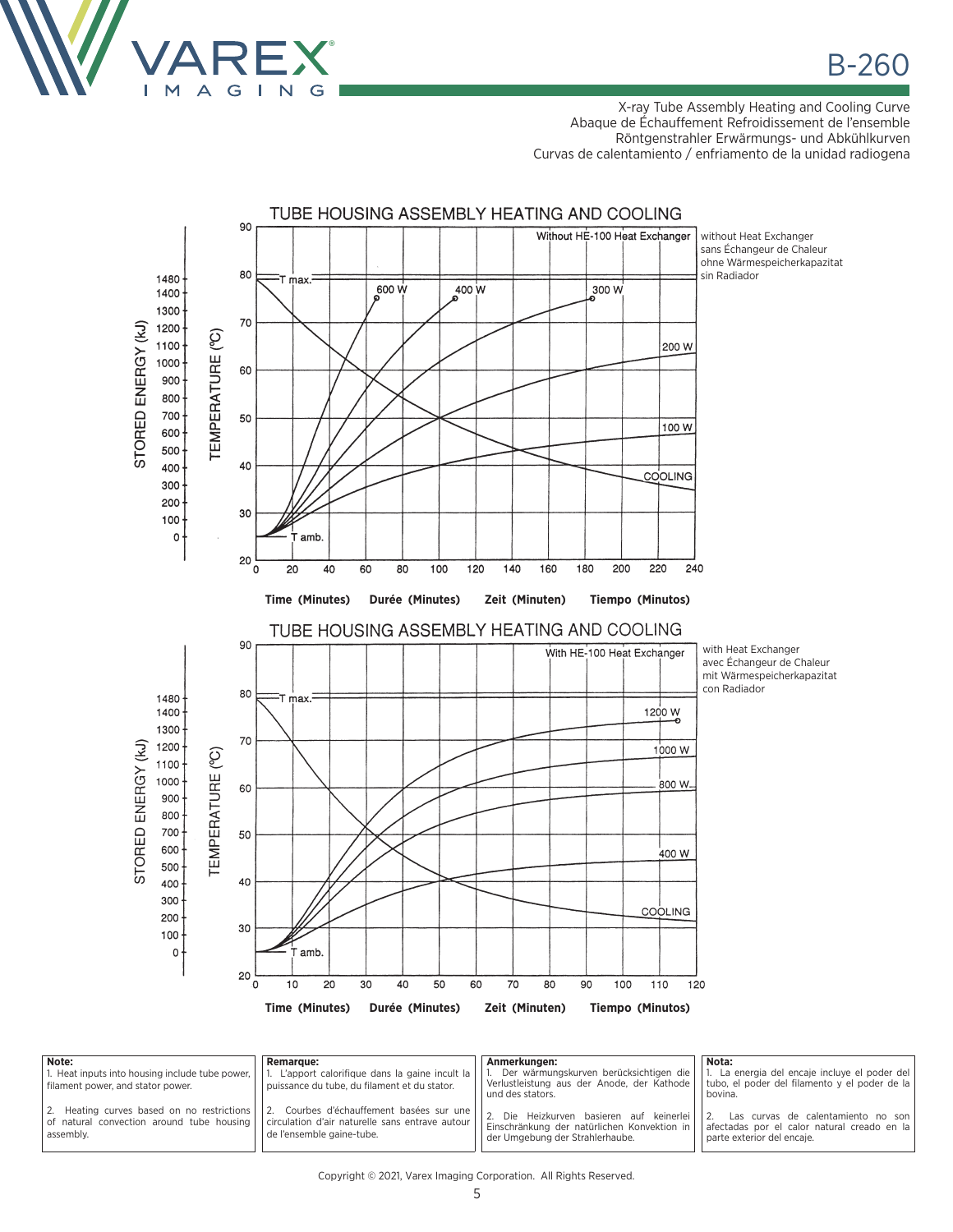# B-260

X-ray Tube Assembly Heating and Cooling Curve
Abaque de Échauffement Refroidissement de l'ensemble
Röntgenstrahler Erwärmungs- und Abkühlkurven
Curvas de calentamiento / enfriamiento de la unidad radiogena

## TUBE HOUSING ASSEMBLY HEATING AND COOLING

Without HE-100 Heat Exchanger

without Heat Exchanger
sans Échangeur de Chaleur
ohne Wärmespeicherkapazitat
sin Radiador

Time (Minutes) Durée (Minutes) Zeit (Minuten) Tiempo (Minutos)

## TUBE HOUSING ASSEMBLY HEATING AND COOLING

With HE-100 Heat Exchanger

with Heat Exchanger
avec Échangeur de Chaleur
mit Wärmespeicherkapazitat
con Radiador

Time (Minutes) Durée (Minutes) Zeit (Minuten) Tiempo (Minutos)

**Note:**
1. Heat inputs into housing include tube power, filament power, and stator power.
2. Heating curves based on no restrictions of natural convection around tube housing assembly.

**Remarque:**
1. L'apport calorifique dans la gaine incult la puissance du tube, du filament et du stator.
2. Courbes d'échauffement basées sur une circulation d'air naturelle sans entrave autour de l'ensemble gaine-tube.

**Anmerkungen:**
1. Der wärmungskurven berücksichtigen die Verlustleistung aus der Anode, der Kathode und des stators.
2. Die Heizkurven basieren auf keinerlei Einschränkung der natürlichen Konvektion in der Umgebung der Strahlerhaube.

**Nota:**
1. La energia del encaje incluye el poder del tubo, el poder del filamento y el poder de la bovina.
2. Las curvas de calentamiento no son afectadas por el calor natural creado en la parte exterior del encaje.

Copyright © 2021, Varex Imaging Corporation. All Rights Reserved.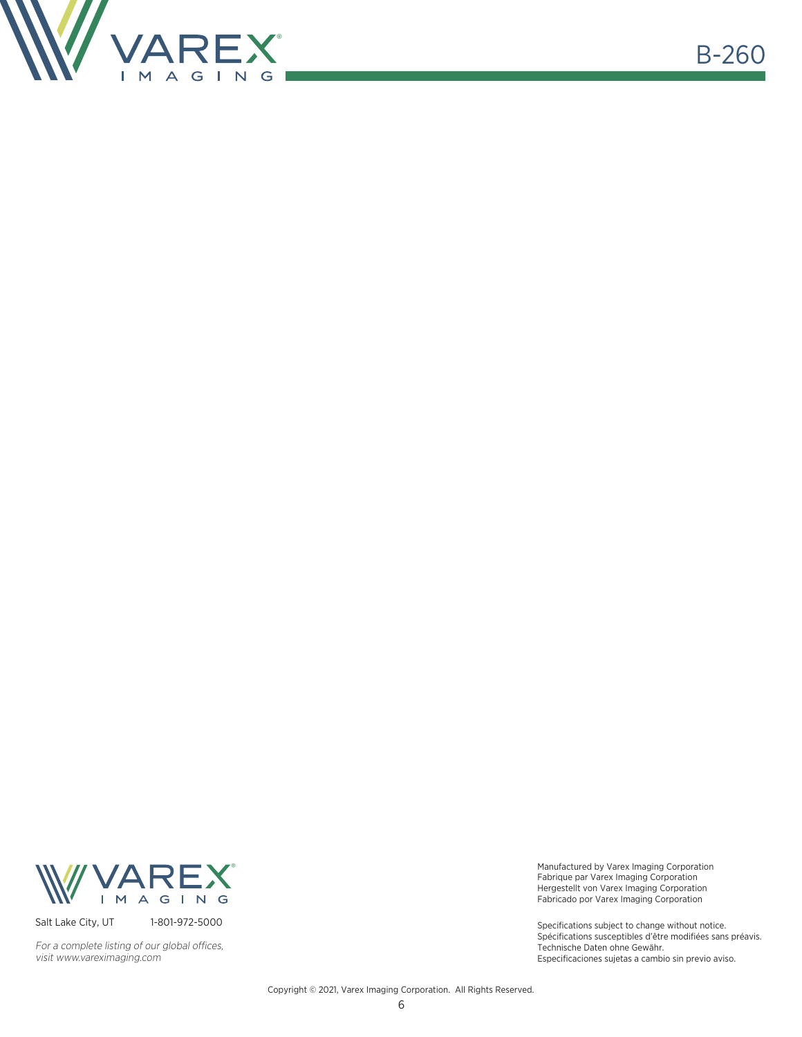Salt Lake City, UT 1-801-972-5000

*For a complete listing of our global offices, visit www.vareximaging.com*

Manufactured by Varex Imaging Corporation
Fabrique par Varex Imaging Corporation
Hergestellt von Varex Imaging Corporation
Fabricado por Varex Imaging Corporation

Specifications subject to change without notice.
Spécifications susceptibles d'être modifiées sans préavis.
Technische Daten ohne Gewähr.
Especificaciones sujetas a cambio sin previo aviso.

Copyright © 2021, Varex Imaging Corporation. All Rights Reserved.